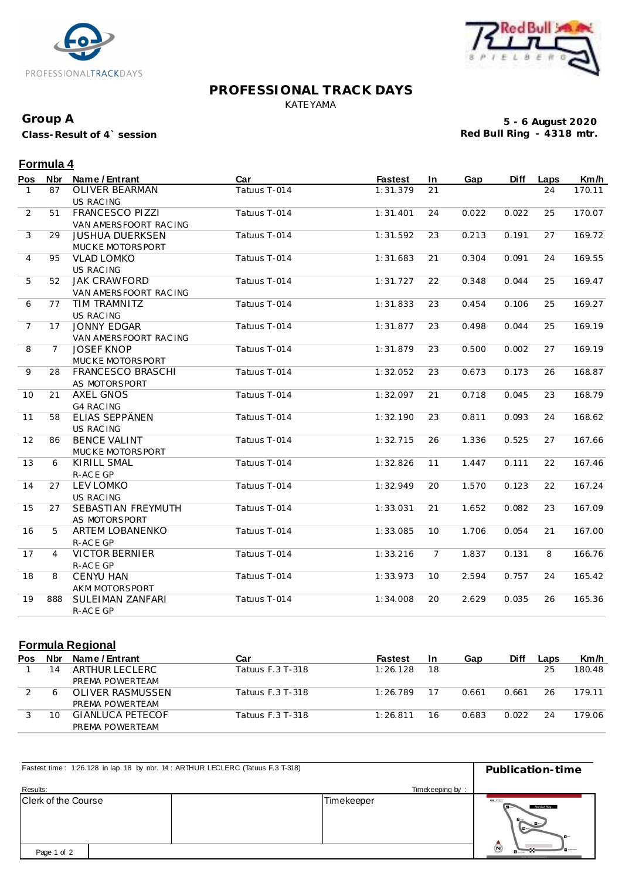# PROFESSIONAL TRACK DAYS

KATEYAMA

**Group A**

**Class-Result of 4` session**

**5 - 6 August 2020**
**Red Bull Ring - 4318 mtr.**

## Formula 4

| Pos | Nbr | Name / Entrant | Car | Fastest | In | Gap | Diff | Laps | Km/h |
|---|---|---|---|---|---|---|---|---|---|
| 1 | 87 | OLIVER BEARMAN<br>US RACING | Tatuus T-014 | 1:31.379 | 21 | | | 24 | 170.11 |
| 2 | 51 | FRANCESCO PIZZI<br>VAN AMERSFOORT RACING | Tatuus T-014 | 1:31.401 | 24 | 0.022 | 0.022 | 25 | 170.07 |
| 3 | 29 | JUSHUA DUERKSEN<br>MUCKE MOTORSPORT | Tatuus T-014 | 1:31.592 | 23 | 0.213 | 0.191 | 27 | 169.72 |
| 4 | 95 | VLAD LOMKO<br>US RACING | Tatuus T-014 | 1:31.683 | 21 | 0.304 | 0.091 | 24 | 169.55 |
| 5 | 52 | JAK CRAWFORD<br>VAN AMERSFOORT RACING | Tatuus T-014 | 1:31.727 | 22 | 0.348 | 0.044 | 25 | 169.47 |
| 6 | 77 | TIM TRAMNITZ<br>US RACING | Tatuus T-014 | 1:31.833 | 23 | 0.454 | 0.106 | 25 | 169.27 |
| 7 | 17 | JONNY EDGAR<br>VAN AMERSFOORT RACING | Tatuus T-014 | 1:31.877 | 23 | 0.498 | 0.044 | 25 | 169.19 |
| 8 | 7 | JOSEF KNOP<br>MUCKE MOTORSPORT | Tatuus T-014 | 1:31.879 | 23 | 0.500 | 0.002 | 27 | 169.19 |
| 9 | 28 | FRANCESCO BRASCHI<br>AS MOTORSPORT | Tatuus T-014 | 1:32.052 | 23 | 0.673 | 0.173 | 26 | 168.87 |
| 10 | 21 | AXEL GNOS<br>G4 RACING | Tatuus T-014 | 1:32.097 | 21 | 0.718 | 0.045 | 23 | 168.79 |
| 11 | 58 | ELIAS SEPPÄNEN<br>US RACING | Tatuus T-014 | 1:32.190 | 23 | 0.811 | 0.093 | 24 | 168.62 |
| 12 | 86 | BENCE VALINT<br>MUCKE MOTORSPORT | Tatuus T-014 | 1:32.715 | 26 | 1.336 | 0.525 | 27 | 167.66 |
| 13 | 6 | KIRILL SMAL<br>R-ACE GP | Tatuus T-014 | 1:32.826 | 11 | 1.447 | 0.111 | 22 | 167.46 |
| 14 | 27 | LEV LOMKO<br>US RACING | Tatuus T-014 | 1:32.949 | 20 | 1.570 | 0.123 | 22 | 167.24 |
| 15 | 27 | SEBASTIAN FREYMUTH<br>AS MOTORSPORT | Tatuus T-014 | 1:33.031 | 21 | 1.652 | 0.082 | 23 | 167.09 |
| 16 | 5 | ARTEM LOBANENKO<br>R-ACE GP | Tatuus T-014 | 1:33.085 | 10 | 1.706 | 0.054 | 21 | 167.00 |
| 17 | 4 | VICTOR BERNIER<br>R-ACE GP | Tatuus T-014 | 1:33.216 | 7 | 1.837 | 0.131 | 8 | 166.76 |
| 18 | 8 | CENYU HAN<br>AKM MOTORSPORT | Tatuus T-014 | 1:33.973 | 10 | 2.594 | 0.757 | 24 | 165.42 |
| 19 | 888 | SULEIMAN ZANFARI<br>R-ACE GP | Tatuus T-014 | 1:34.008 | 20 | 2.629 | 0.035 | 26 | 165.36 |

## Formula Regional

| Pos | Nbr | Name / Entrant | Car | Fastest | In | Gap | Diff | Laps | Km/h |
|---|---|---|---|---|---|---|---|---|---|
| 1 | 14 | ARTHUR LECLERC<br>PREMA POWERTEAM | Tatuus F.3 T-318 | 1:26.128 | 18 | | | 25 | 180.48 |
| 2 | 6 | OLIVER RASMUSSEN<br>PREMA POWERTEAM | Tatuus F.3 T-318 | 1:26.789 | 17 | 0.661 | 0.661 | 26 | 179.11 |
| 3 | 10 | GIANLUCA PETECOF<br>PREMA POWERTEAM | Tatuus F.3 T-318 | 1:26.811 | 16 | 0.683 | 0.022 | 24 | 179.06 |

Fastest time : 1:26.128 in lap 18 by nbr. 14 : ARTHUR LECLERC (Tatuus F.3 T-318)

**Publication-time**

Results:

Timekeeping by :

| Clerk of the Course | | Timekeeper |
|---|---|---|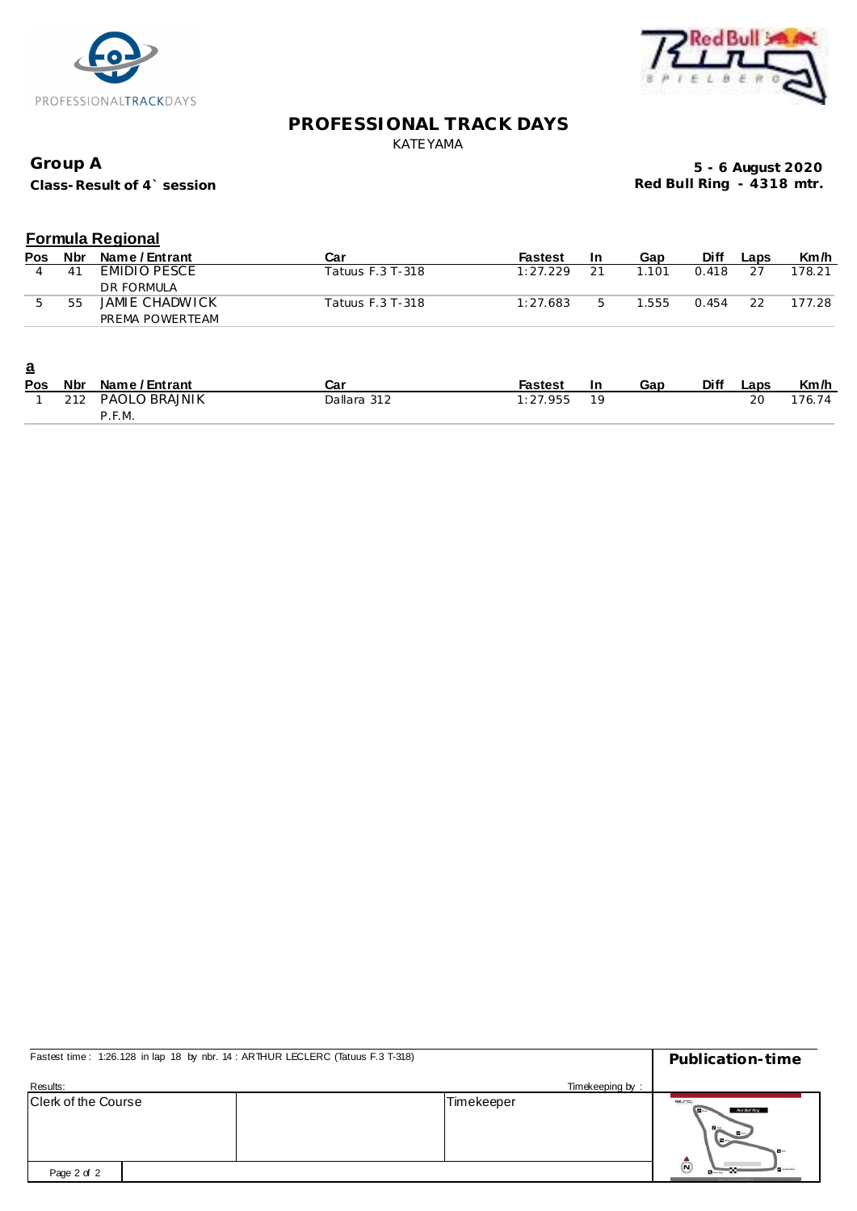# PROFESSIONAL TRACK DAYS

KATEYAMA

**Group A**

**Class-Result of 4` session**

**5 - 6 August 2020**

**Red Bull Ring - 4318 mtr.**

## Formula Regional

| Pos | Nbr | Name / Entrant | Car | Fastest | In | Gap | Diff | Laps | Km/h |
|---|---|---|---|---|---|---|---|---|---|
| 4 | 41 | EMIDIO PESCE<br>DR FORMULA | Tatuus F.3 T-318 | 1:27.229 | 21 | 1.101 | 0.418 | 27 | 178.21 |
| 5 | 55 | JAMIE CHADWICK<br>PREMA POWERTEAM | Tatuus F.3 T-318 | 1:27.683 | 5 | 1.555 | 0.454 | 22 | 177.28 |

## a

| Pos | Nbr | Name / Entrant | Car | Fastest | In | Gap | Diff | Laps | Km/h |
|---|---|---|---|---|---|---|---|---|---|
| 1 | 212 | PAOLO BRAJNIK<br>P.F.M. | Dallara 312 | 1:27.955 | 19 | | | 20 | 176.74 |

Fastest time : 1:26.128 in lap 18 by nbr. 14 : ARTHUR LECLERC (Tatuus F.3 T-318)

**Publication-time**

Results:

Timekeeping by :

| Clerk of the Course | | Timekeeper |
|---|---|---|